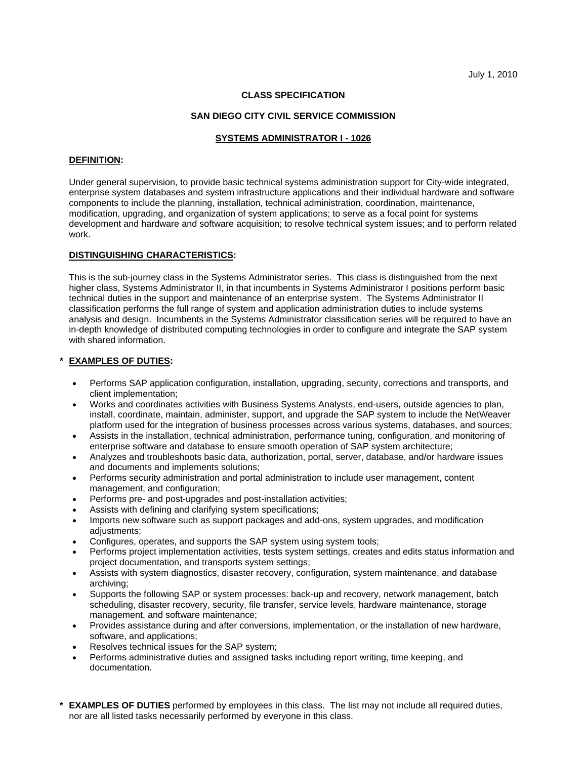July 1, 2010

**CLASS SPECIFICATION**

**SAN DIEGO CITY CIVIL SERVICE COMMISSION**

**SYSTEMS ADMINISTRATOR I - 1026**

**DEFINITION:**

Under general supervision, to provide basic technical systems administration support for City-wide integrated, enterprise system databases and system infrastructure applications and their individual hardware and software components to include the planning, installation, technical administration, coordination, maintenance, modification, upgrading, and organization of system applications; to serve as a focal point for systems development and hardware and software acquisition; to resolve technical system issues; and to perform related work.

**DISTINGUISHING CHARACTERISTICS:**

This is the sub-journey class in the Systems Administrator series. This class is distinguished from the next higher class, Systems Administrator II, in that incumbents in Systems Administrator I positions perform basic technical duties in the support and maintenance of an enterprise system. The Systems Administrator II classification performs the full range of system and application administration duties to include systems analysis and design. Incumbents in the Systems Administrator classification series will be required to have an in-depth knowledge of distributed computing technologies in order to configure and integrate the SAP system with shared information.

**\* EXAMPLES OF DUTIES:**

- Performs SAP application configuration, installation, upgrading, security, corrections and transports, and client implementation;
- Works and coordinates activities with Business Systems Analysts, end-users, outside agencies to plan, install, coordinate, maintain, administer, support, and upgrade the SAP system to include the NetWeaver platform used for the integration of business processes across various systems, databases, and sources;
- Assists in the installation, technical administration, performance tuning, configuration, and monitoring of enterprise software and database to ensure smooth operation of SAP system architecture;
- Analyzes and troubleshoots basic data, authorization, portal, server, database, and/or hardware issues and documents and implements solutions;
- Performs security administration and portal administration to include user management, content management, and configuration;
- Performs pre- and post-upgrades and post-installation activities;
- Assists with defining and clarifying system specifications;
- Imports new software such as support packages and add-ons, system upgrades, and modification adjustments;
- Configures, operates, and supports the SAP system using system tools;
- Performs project implementation activities, tests system settings, creates and edits status information and project documentation, and transports system settings;
- Assists with system diagnostics, disaster recovery, configuration, system maintenance, and database archiving;
- Supports the following SAP or system processes: back-up and recovery, network management, batch scheduling, disaster recovery, security, file transfer, service levels, hardware maintenance, storage management, and software maintenance;
- Provides assistance during and after conversions, implementation, or the installation of new hardware, software, and applications;
- Resolves technical issues for the SAP system;
- Performs administrative duties and assigned tasks including report writing, time keeping, and documentation.

\* **EXAMPLES OF DUTIES** performed by employees in this class. The list may not include all required duties, nor are all listed tasks necessarily performed by everyone in this class.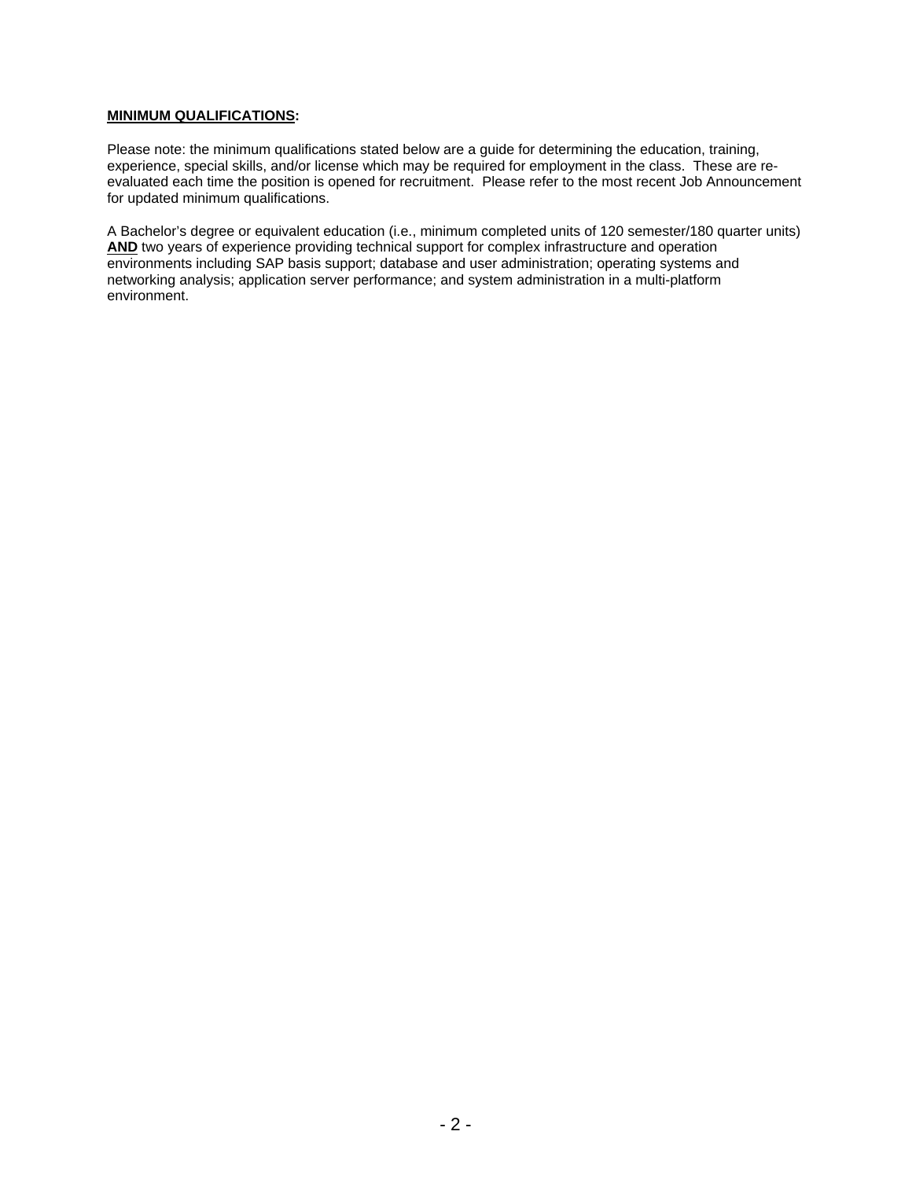**MINIMUM QUALIFICATIONS:**

Please note: the minimum qualifications stated below are a guide for determining the education, training, experience, special skills, and/or license which may be required for employment in the class. These are re-evaluated each time the position is opened for recruitment. Please refer to the most recent Job Announcement for updated minimum qualifications.

A Bachelor's degree or equivalent education (i.e., minimum completed units of 120 semester/180 quarter units) **AND** two years of experience providing technical support for complex infrastructure and operation environments including SAP basis support; database and user administration; operating systems and networking analysis; application server performance; and system administration in a multi-platform environment.